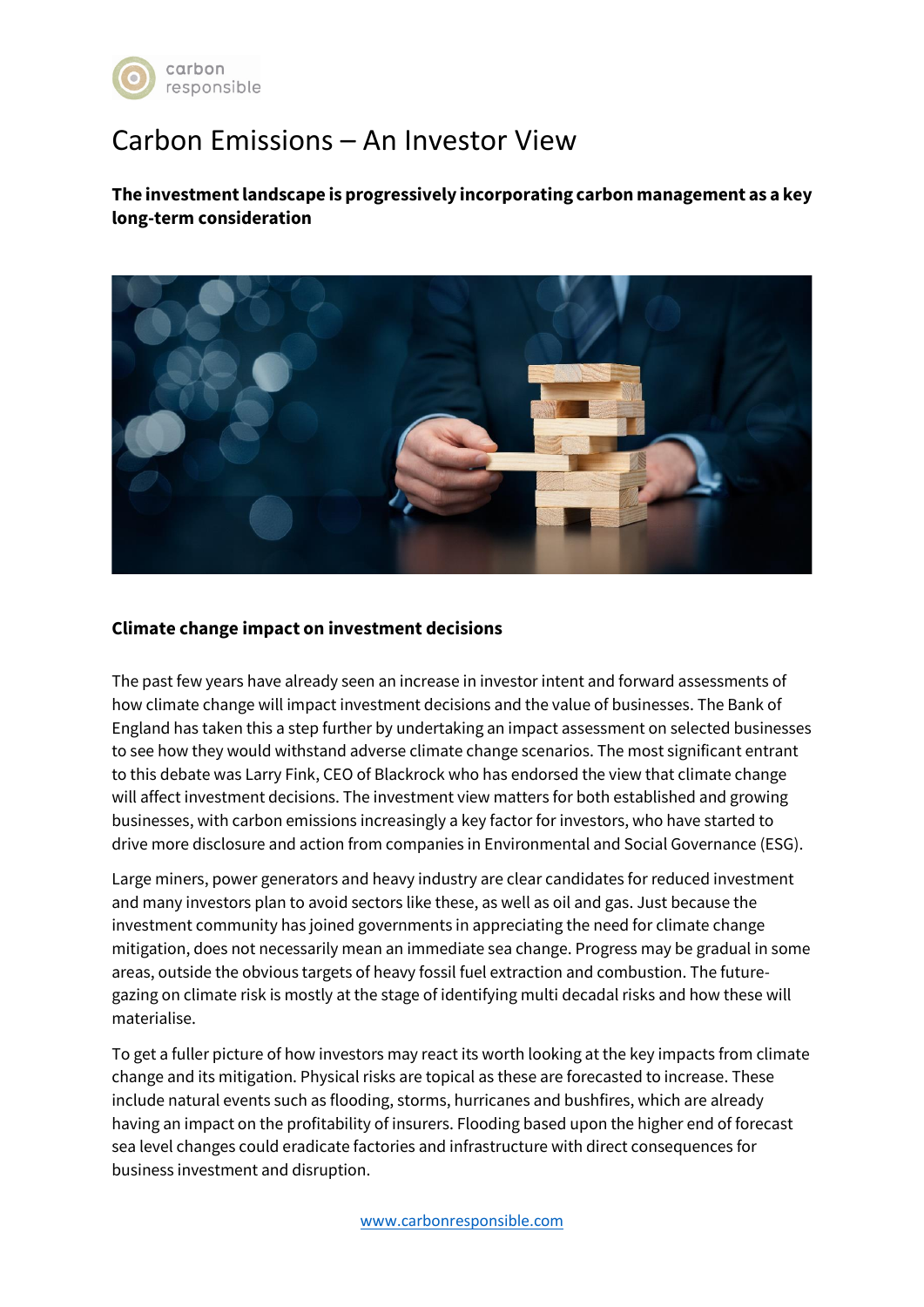# Carbon Emissions – An Investor View

**The investment landscape is progressively incorporating carbon management as a key long-term consideration**

## Climate change impact on investment decisions

The past few years have already seen an increase in investor intent and forward assessments of how climate change will impact investment decisions and the value of businesses. The Bank of England has taken this a step further by undertaking an impact assessment on selected businesses to see how they would withstand adverse climate change scenarios. The most significant entrant to this debate was Larry Fink, CEO of Blackrock who has endorsed the view that climate change will affect investment decisions. The investment view matters for both established and growing businesses, with carbon emissions increasingly a key factor for investors, who have started to drive more disclosure and action from companies in Environmental and Social Governance (ESG).

Large miners, power generators and heavy industry are clear candidates for reduced investment and many investors plan to avoid sectors like these, as well as oil and gas. Just because the investment community has joined governments in appreciating the need for climate change mitigation, does not necessarily mean an immediate sea change. Progress may be gradual in some areas, outside the obvious targets of heavy fossil fuel extraction and combustion. The future-gazing on climate risk is mostly at the stage of identifying multi decadal risks and how these will materialise.

To get a fuller picture of how investors may react its worth looking at the key impacts from climate change and its mitigation. Physical risks are topical as these are forecasted to increase. These include natural events such as flooding, storms, hurricanes and bushfires, which are already having an impact on the profitability of insurers. Flooding based upon the higher end of forecast sea level changes could eradicate factories and infrastructure with direct consequences for business investment and disruption.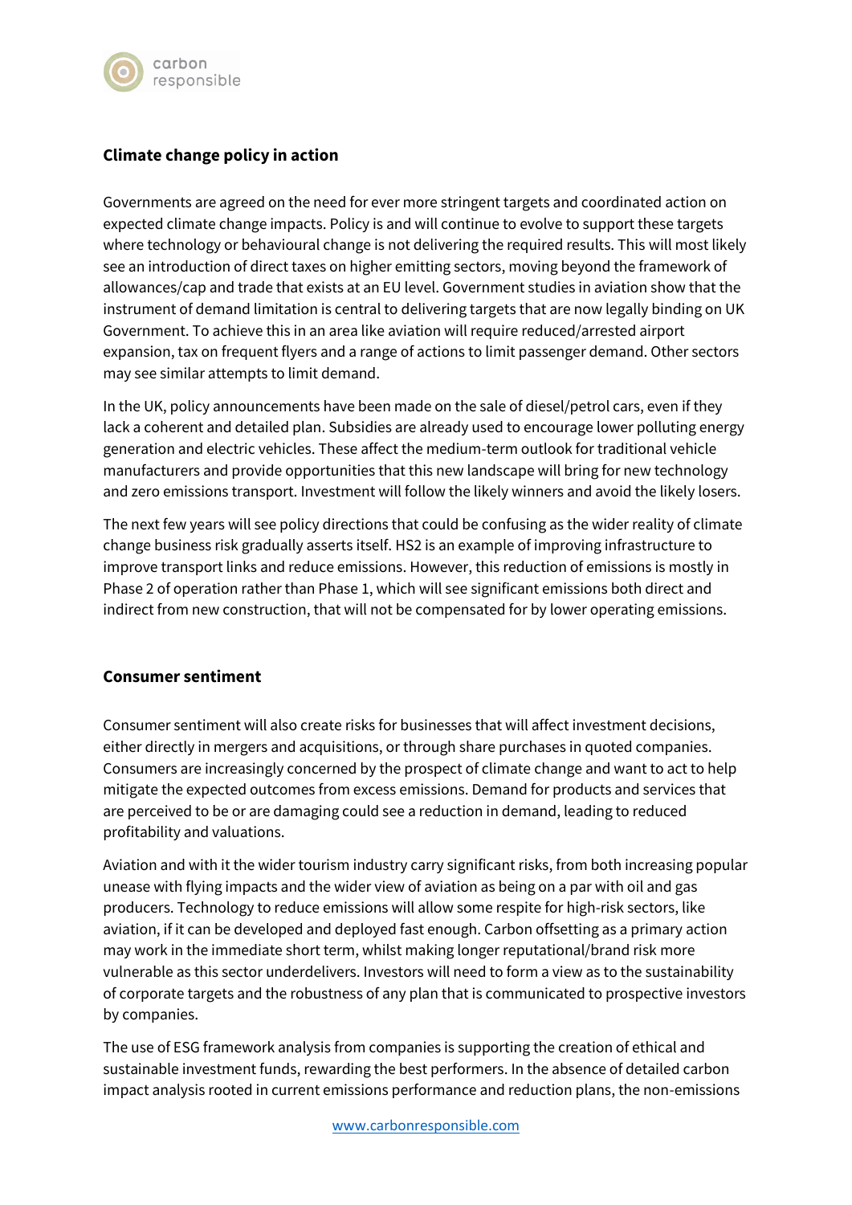## Climate change policy in action

Governments are agreed on the need for ever more stringent targets and coordinated action on expected climate change impacts. Policy is and will continue to evolve to support these targets where technology or behavioural change is not delivering the required results. This will most likely see an introduction of direct taxes on higher emitting sectors, moving beyond the framework of allowances/cap and trade that exists at an EU level. Government studies in aviation show that the instrument of demand limitation is central to delivering targets that are now legally binding on UK Government. To achieve this in an area like aviation will require reduced/arrested airport expansion, tax on frequent flyers and a range of actions to limit passenger demand. Other sectors may see similar attempts to limit demand.

In the UK, policy announcements have been made on the sale of diesel/petrol cars, even if they lack a coherent and detailed plan. Subsidies are already used to encourage lower polluting energy generation and electric vehicles. These affect the medium-term outlook for traditional vehicle manufacturers and provide opportunities that this new landscape will bring for new technology and zero emissions transport. Investment will follow the likely winners and avoid the likely losers.

The next few years will see policy directions that could be confusing as the wider reality of climate change business risk gradually asserts itself. HS2 is an example of improving infrastructure to improve transport links and reduce emissions. However, this reduction of emissions is mostly in Phase 2 of operation rather than Phase 1, which will see significant emissions both direct and indirect from new construction, that will not be compensated for by lower operating emissions.

## Consumer sentiment

Consumer sentiment will also create risks for businesses that will affect investment decisions, either directly in mergers and acquisitions, or through share purchases in quoted companies. Consumers are increasingly concerned by the prospect of climate change and want to act to help mitigate the expected outcomes from excess emissions. Demand for products and services that are perceived to be or are damaging could see a reduction in demand, leading to reduced profitability and valuations.

Aviation and with it the wider tourism industry carry significant risks, from both increasing popular unease with flying impacts and the wider view of aviation as being on a par with oil and gas producers. Technology to reduce emissions will allow some respite for high-risk sectors, like aviation, if it can be developed and deployed fast enough. Carbon offsetting as a primary action may work in the immediate short term, whilst making longer reputational/brand risk more vulnerable as this sector underdelivers. Investors will need to form a view as to the sustainability of corporate targets and the robustness of any plan that is communicated to prospective investors by companies.

The use of ESG framework analysis from companies is supporting the creation of ethical and sustainable investment funds, rewarding the best performers. In the absence of detailed carbon impact analysis rooted in current emissions performance and reduction plans, the non-emissions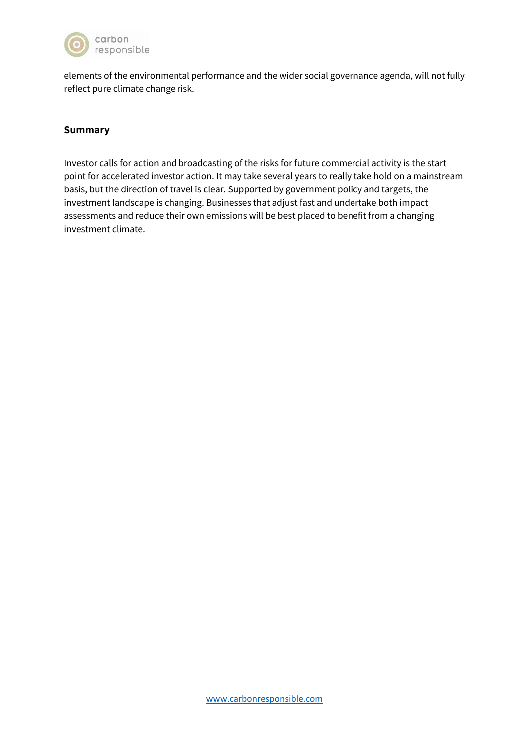elements of the environmental performance and the wider social governance agenda, will not fully reflect pure climate change risk.

## Summary

Investor calls for action and broadcasting of the risks for future commercial activity is the start point for accelerated investor action. It may take several years to really take hold on a mainstream basis, but the direction of travel is clear. Supported by government policy and targets, the investment landscape is changing. Businesses that adjust fast and undertake both impact assessments and reduce their own emissions will be best placed to benefit from a changing investment climate.